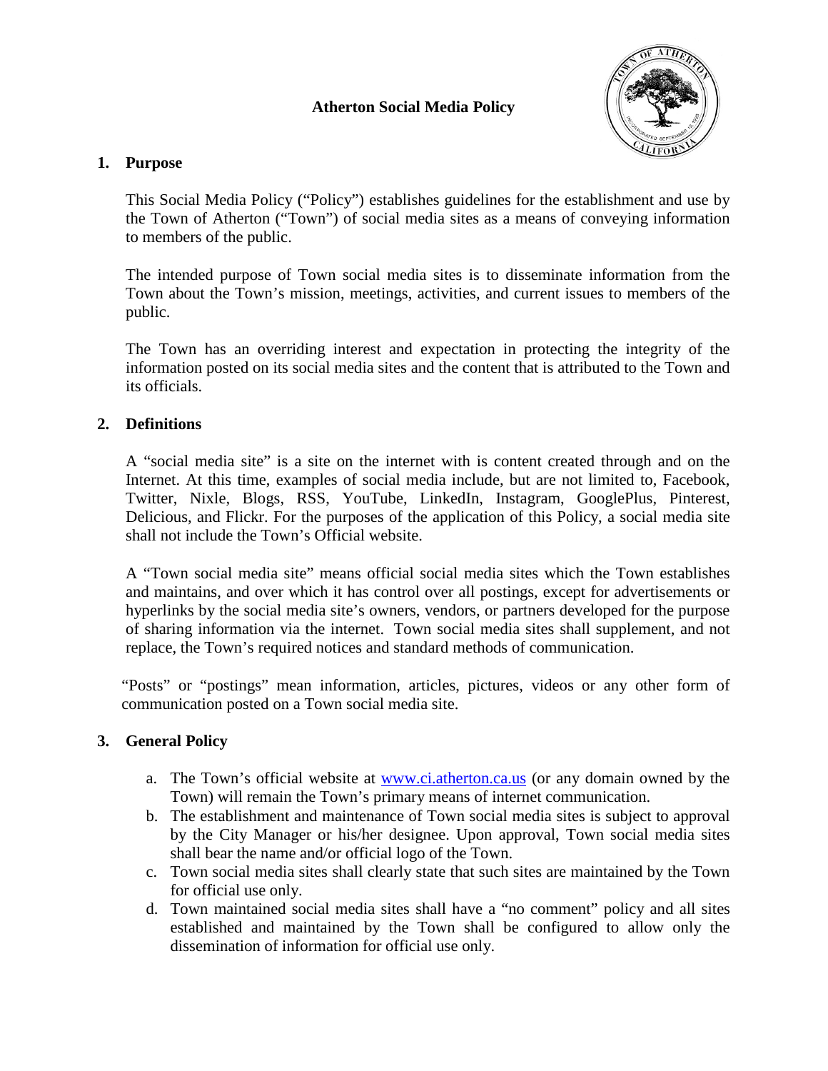# Atherton Social Media Policy

## 1. Purpose

This Social Media Policy ("Policy") establishes guidelines for the establishment and use by the Town of Atherton ("Town") of social media sites as a means of conveying information to members of the public.

The intended purpose of Town social media sites is to disseminate information from the Town about the Town's mission, meetings, activities, and current issues to members of the public.

The Town has an overriding interest and expectation in protecting the integrity of the information posted on its social media sites and the content that is attributed to the Town and its officials.

## 2. Definitions

A "social media site" is a site on the internet with is content created through and on the Internet. At this time, examples of social media include, but are not limited to, Facebook, Twitter, Nixle, Blogs, RSS, YouTube, LinkedIn, Instagram, GooglePlus, Pinterest, Delicious, and Flickr. For the purposes of the application of this Policy, a social media site shall not include the Town's Official website.

A "Town social media site" means official social media sites which the Town establishes and maintains, and over which it has control over all postings, except for advertisements or hyperlinks by the social media site's owners, vendors, or partners developed for the purpose of sharing information via the internet. Town social media sites shall supplement, and not replace, the Town's required notices and standard methods of communication.

"Posts" or "postings" mean information, articles, pictures, videos or any other form of communication posted on a Town social media site.

## 3. General Policy

a. The Town's official website at www.ci.atherton.ca.us (or any domain owned by the Town) will remain the Town's primary means of internet communication.
b. The establishment and maintenance of Town social media sites is subject to approval by the City Manager or his/her designee. Upon approval, Town social media sites shall bear the name and/or official logo of the Town.
c. Town social media sites shall clearly state that such sites are maintained by the Town for official use only.
d. Town maintained social media sites shall have a "no comment" policy and all sites established and maintained by the Town shall be configured to allow only the dissemination of information for official use only.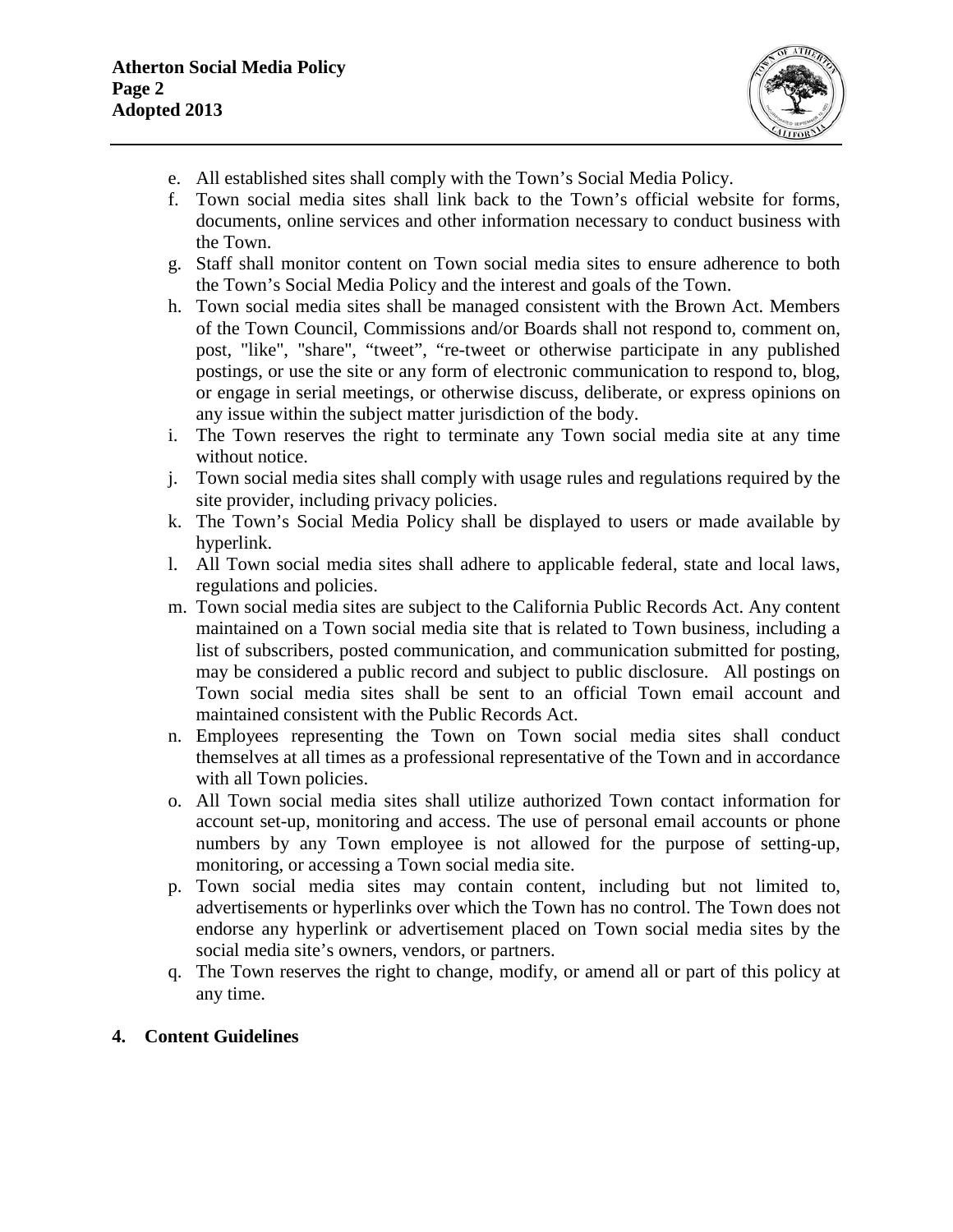e. All established sites shall comply with the Town's Social Media Policy.
f. Town social media sites shall link back to the Town's official website for forms, documents, online services and other information necessary to conduct business with the Town.
g. Staff shall monitor content on Town social media sites to ensure adherence to both the Town's Social Media Policy and the interest and goals of the Town.
h. Town social media sites shall be managed consistent with the Brown Act. Members of the Town Council, Commissions and/or Boards shall not respond to, comment on, post, "like", "share", "tweet", "re-tweet or otherwise participate in any published postings, or use the site or any form of electronic communication to respond to, blog, or engage in serial meetings, or otherwise discuss, deliberate, or express opinions on any issue within the subject matter jurisdiction of the body.
i. The Town reserves the right to terminate any Town social media site at any time without notice.
j. Town social media sites shall comply with usage rules and regulations required by the site provider, including privacy policies.
k. The Town's Social Media Policy shall be displayed to users or made available by hyperlink.
l. All Town social media sites shall adhere to applicable federal, state and local laws, regulations and policies.
m. Town social media sites are subject to the California Public Records Act. Any content maintained on a Town social media site that is related to Town business, including a list of subscribers, posted communication, and communication submitted for posting, may be considered a public record and subject to public disclosure. All postings on Town social media sites shall be sent to an official Town email account and maintained consistent with the Public Records Act.
n. Employees representing the Town on Town social media sites shall conduct themselves at all times as a professional representative of the Town and in accordance with all Town policies.
o. All Town social media sites shall utilize authorized Town contact information for account set-up, monitoring and access. The use of personal email accounts or phone numbers by any Town employee is not allowed for the purpose of setting-up, monitoring, or accessing a Town social media site.
p. Town social media sites may contain content, including but not limited to, advertisements or hyperlinks over which the Town has no control. The Town does not endorse any hyperlink or advertisement placed on Town social media sites by the social media site's owners, vendors, or partners.
q. The Town reserves the right to change, modify, or amend all or part of this policy at any time.

## 4. Content Guidelines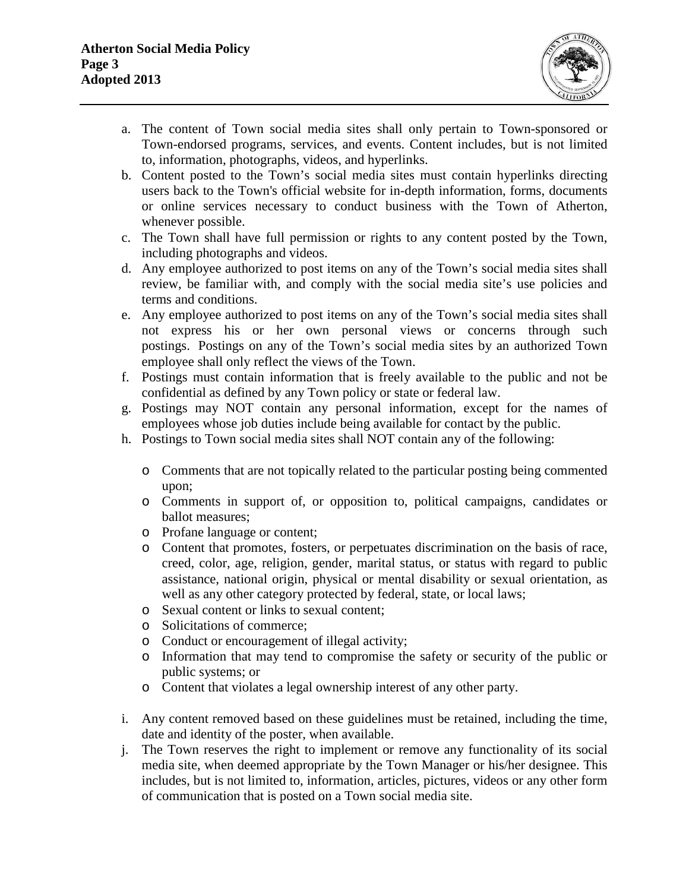a. The content of Town social media sites shall only pertain to Town-sponsored or Town-endorsed programs, services, and events. Content includes, but is not limited to, information, photographs, videos, and hyperlinks.
b. Content posted to the Town's social media sites must contain hyperlinks directing users back to the Town's official website for in-depth information, forms, documents or online services necessary to conduct business with the Town of Atherton, whenever possible.
c. The Town shall have full permission or rights to any content posted by the Town, including photographs and videos.
d. Any employee authorized to post items on any of the Town's social media sites shall review, be familiar with, and comply with the social media site's use policies and terms and conditions.
e. Any employee authorized to post items on any of the Town's social media sites shall not express his or her own personal views or concerns through such postings. Postings on any of the Town's social media sites by an authorized Town employee shall only reflect the views of the Town.
f. Postings must contain information that is freely available to the public and not be confidential as defined by any Town policy or state or federal law.
g. Postings may NOT contain any personal information, except for the names of employees whose job duties include being available for contact by the public.
h. Postings to Town social media sites shall NOT contain any of the following:
   - Comments that are not topically related to the particular posting being commented upon;
   - Comments in support of, or opposition to, political campaigns, candidates or ballot measures;
   - Profane language or content;
   - Content that promotes, fosters, or perpetuates discrimination on the basis of race, creed, color, age, religion, gender, marital status, or status with regard to public assistance, national origin, physical or mental disability or sexual orientation, as well as any other category protected by federal, state, or local laws;
   - Sexual content or links to sexual content;
   - Solicitations of commerce;
   - Conduct or encouragement of illegal activity;
   - Information that may tend to compromise the safety or security of the public or public systems; or
   - Content that violates a legal ownership interest of any other party.
i. Any content removed based on these guidelines must be retained, including the time, date and identity of the poster, when available.
j. The Town reserves the right to implement or remove any functionality of its social media site, when deemed appropriate by the Town Manager or his/her designee. This includes, but is not limited to, information, articles, pictures, videos or any other form of communication that is posted on a Town social media site.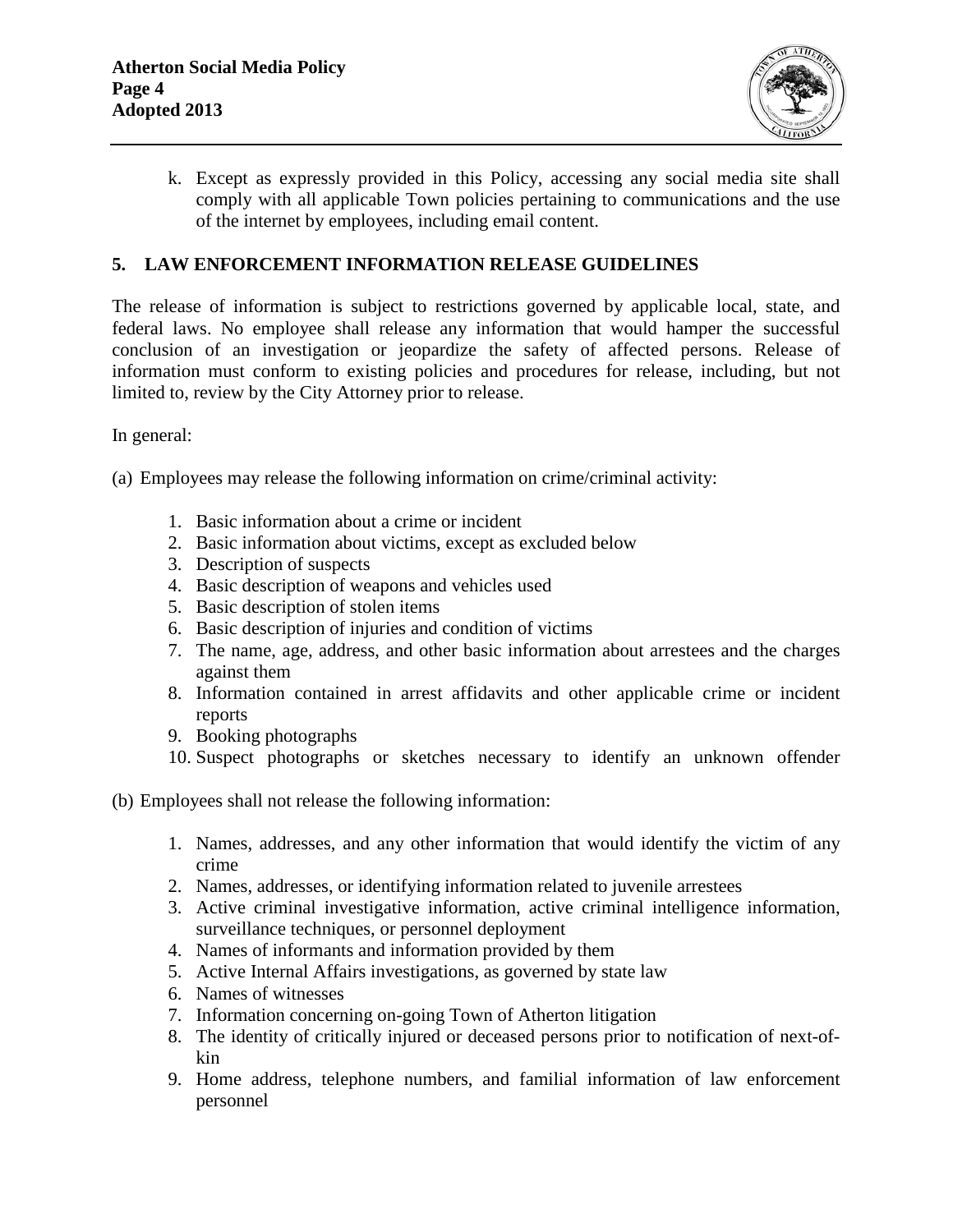k. Except as expressly provided in this Policy, accessing any social media site shall comply with all applicable Town policies pertaining to communications and the use of the internet by employees, including email content.

## 5. LAW ENFORCEMENT INFORMATION RELEASE GUIDELINES

The release of information is subject to restrictions governed by applicable local, state, and federal laws. No employee shall release any information that would hamper the successful conclusion of an investigation or jeopardize the safety of affected persons. Release of information must conform to existing policies and procedures for release, including, but not limited to, review by the City Attorney prior to release.

In general:

(a) Employees may release the following information on crime/criminal activity:

1. Basic information about a crime or incident
2. Basic information about victims, except as excluded below
3. Description of suspects
4. Basic description of weapons and vehicles used
5. Basic description of stolen items
6. Basic description of injuries and condition of victims
7. The name, age, address, and other basic information about arrestees and the charges against them
8. Information contained in arrest affidavits and other applicable crime or incident reports
9. Booking photographs
10. Suspect photographs or sketches necessary to identify an unknown offender

(b) Employees shall not release the following information:

1. Names, addresses, and any other information that would identify the victim of any crime
2. Names, addresses, or identifying information related to juvenile arrestees
3. Active criminal investigative information, active criminal intelligence information, surveillance techniques, or personnel deployment
4. Names of informants and information provided by them
5. Active Internal Affairs investigations, as governed by state law
6. Names of witnesses
7. Information concerning on-going Town of Atherton litigation
8. The identity of critically injured or deceased persons prior to notification of next-of-kin
9. Home address, telephone numbers, and familial information of law enforcement personnel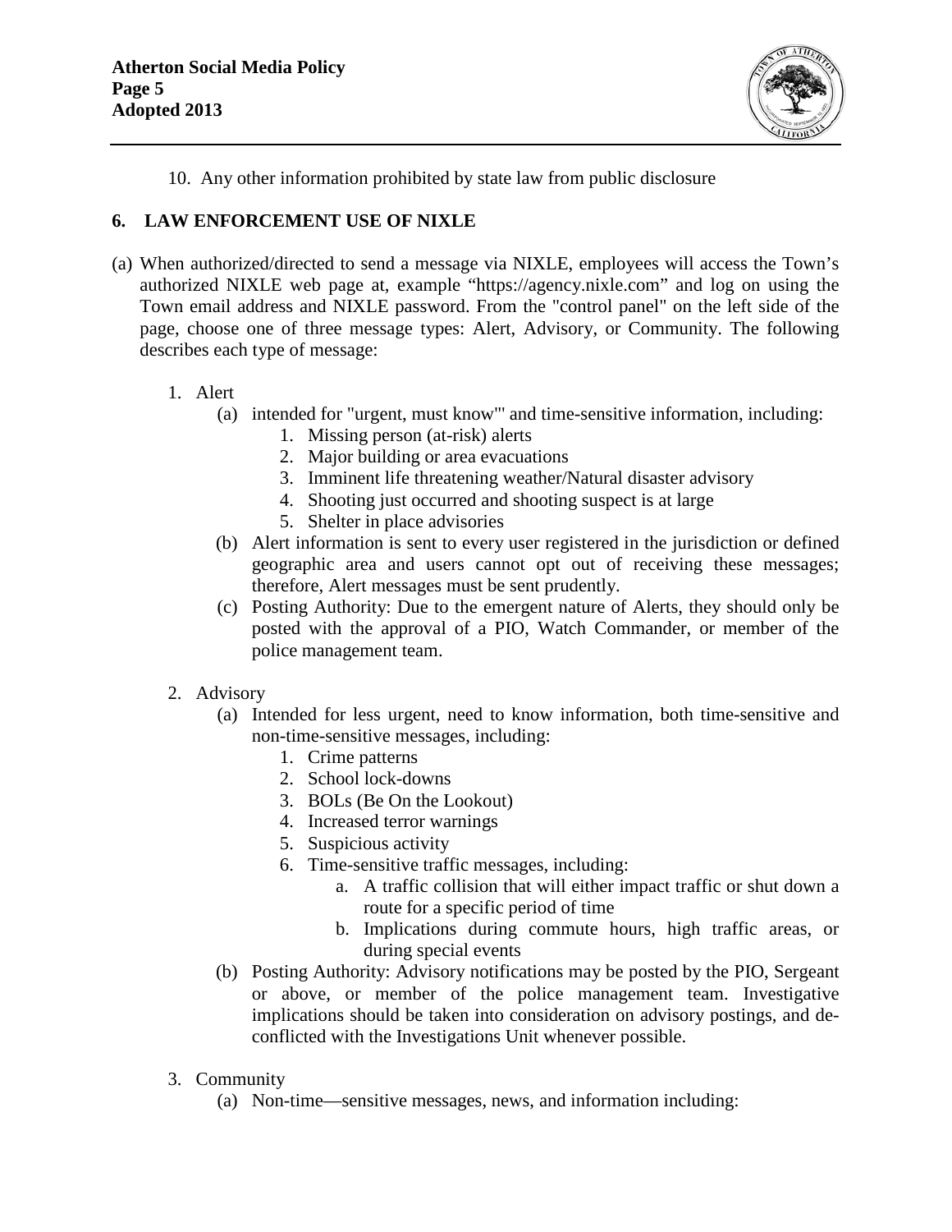10. Any other information prohibited by state law from public disclosure

## 6. LAW ENFORCEMENT USE OF NIXLE

(a) When authorized/directed to send a message via NIXLE, employees will access the Town's authorized NIXLE web page at, example "https://agency.nixle.com" and log on using the Town email address and NIXLE password. From the "control panel" on the left side of the page, choose one of three message types: Alert, Advisory, or Community. The following describes each type of message:

1. Alert
   - (a) intended for "urgent, must know"' and time-sensitive information, including:
     1. Missing person (at-risk) alerts
     2. Major building or area evacuations
     3. Imminent life threatening weather/Natural disaster advisory
     4. Shooting just occurred and shooting suspect is at large
     5. Shelter in place advisories
   - (b) Alert information is sent to every user registered in the jurisdiction or defined geographic area and users cannot opt out of receiving these messages; therefore, Alert messages must be sent prudently.
   - (c) Posting Authority: Due to the emergent nature of Alerts, they should only be posted with the approval of a PIO, Watch Commander, or member of the police management team.

2. Advisory
   - (a) Intended for less urgent, need to know information, both time-sensitive and non-time-sensitive messages, including:
     1. Crime patterns
     2. School lock-downs
     3. BOLs (Be On the Lookout)
     4. Increased terror warnings
     5. Suspicious activity
     6. Time-sensitive traffic messages, including:
        - a. A traffic collision that will either impact traffic or shut down a route for a specific period of time
        - b. Implications during commute hours, high traffic areas, or during special events
   - (b) Posting Authority: Advisory notifications may be posted by the PIO, Sergeant or above, or member of the police management team. Investigative implications should be taken into consideration on advisory postings, and de-conflicted with the Investigations Unit whenever possible.

3. Community
   - (a) Non-time—sensitive messages, news, and information including: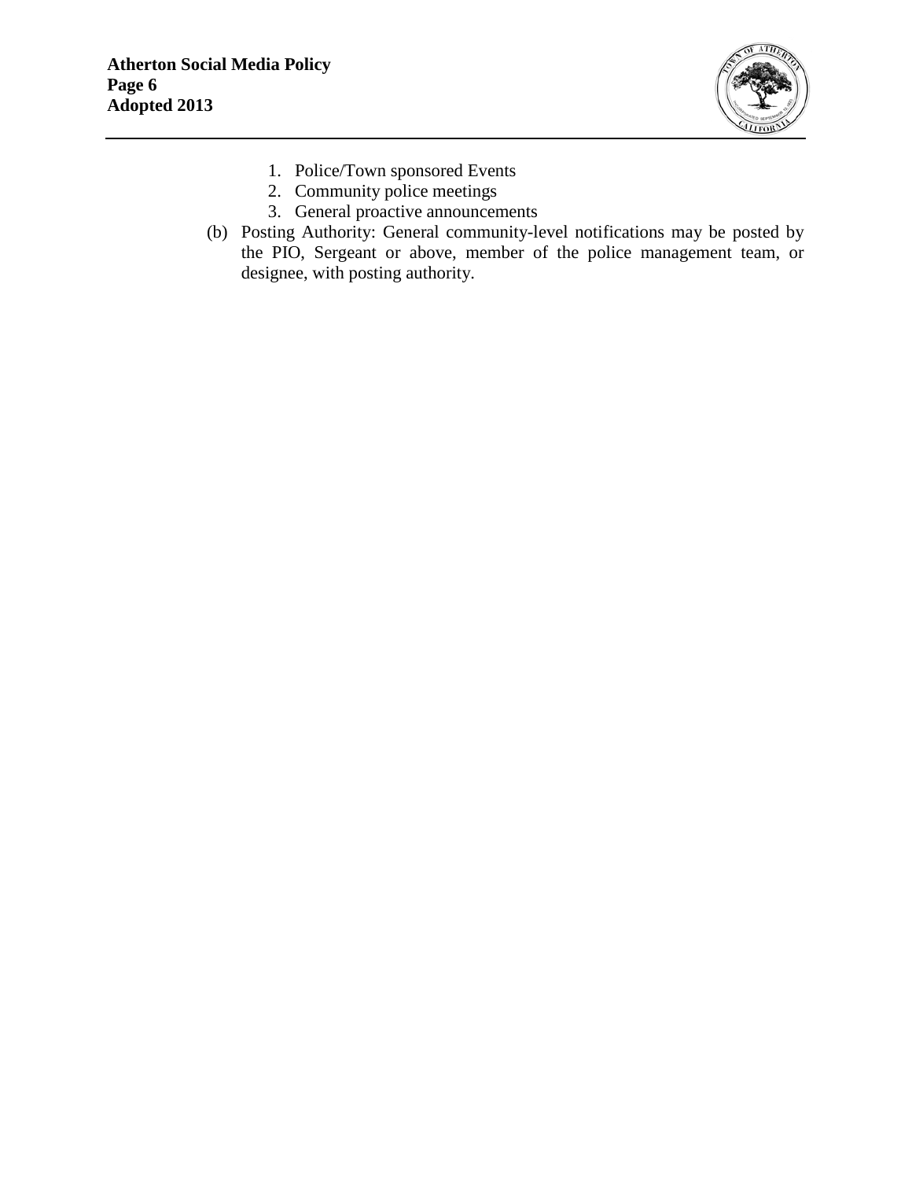1. Police/Town sponsored Events
2. Community police meetings
3. General proactive announcements

(b) Posting Authority: General community-level notifications may be posted by the PIO, Sergeant or above, member of the police management team, or designee, with posting authority.